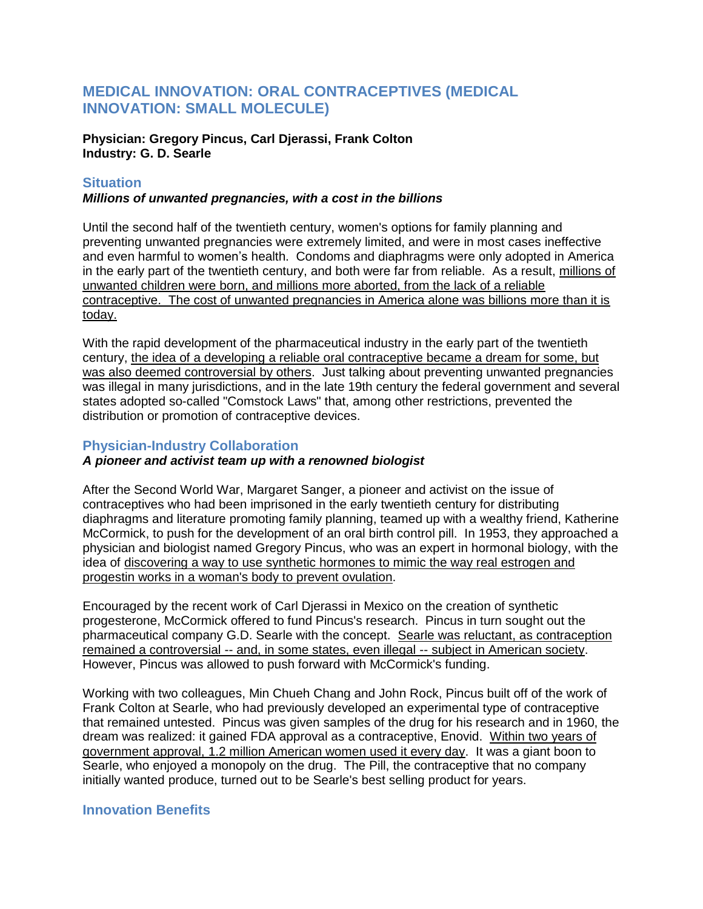# MEDICAL INNOVATION: ORAL CONTRACEPTIVES (MEDICAL INNOVATION: SMALL MOLECULE)

**Physician: Gregory Pincus, Carl Djerassi, Frank Colton**
**Industry: G. D. Searle**

## Situation

***Millions of unwanted pregnancies, with a cost in the billions***

Until the second half of the twentieth century, women's options for family planning and preventing unwanted pregnancies were extremely limited, and were in most cases ineffective and even harmful to women's health. Condoms and diaphragms were only adopted in America in the early part of the twentieth century, and both were far from reliable. As a result, <u>millions of unwanted children were born, and millions more aborted, from the lack of a reliable contraceptive. The cost of unwanted pregnancies in America alone was billions more than it is today.</u>

With the rapid development of the pharmaceutical industry in the early part of the twentieth century, <u>the idea of a developing a reliable oral contraceptive became a dream for some, but was also deemed controversial by others</u>. Just talking about preventing unwanted pregnancies was illegal in many jurisdictions, and in the late 19th century the federal government and several states adopted so-called "Comstock Laws" that, among other restrictions, prevented the distribution or promotion of contraceptive devices.

## Physician-Industry Collaboration

***A pioneer and activist team up with a renowned biologist***

After the Second World War, Margaret Sanger, a pioneer and activist on the issue of contraceptives who had been imprisoned in the early twentieth century for distributing diaphragms and literature promoting family planning, teamed up with a wealthy friend, Katherine McCormick, to push for the development of an oral birth control pill. In 1953, they approached a physician and biologist named Gregory Pincus, who was an expert in hormonal biology, with the idea of <u>discovering a way to use synthetic hormones to mimic the way real estrogen and progestin works in a woman's body to prevent ovulation</u>.

Encouraged by the recent work of Carl Djerassi in Mexico on the creation of synthetic progesterone, McCormick offered to fund Pincus's research. Pincus in turn sought out the pharmaceutical company G.D. Searle with the concept. <u>Searle was reluctant, as contraception remained a controversial -- and, in some states, even illegal -- subject in American society</u>. However, Pincus was allowed to push forward with McCormick's funding.

Working with two colleagues, Min Chueh Chang and John Rock, Pincus built off of the work of Frank Colton at Searle, who had previously developed an experimental type of contraceptive that remained untested. Pincus was given samples of the drug for his research and in 1960, the dream was realized: it gained FDA approval as a contraceptive, Enovid. <u>Within two years of government approval, 1.2 million American women used it every day</u>. It was a giant boon to Searle, who enjoyed a monopoly on the drug. The Pill, the contraceptive that no company initially wanted produce, turned out to be Searle's best selling product for years.

## Innovation Benefits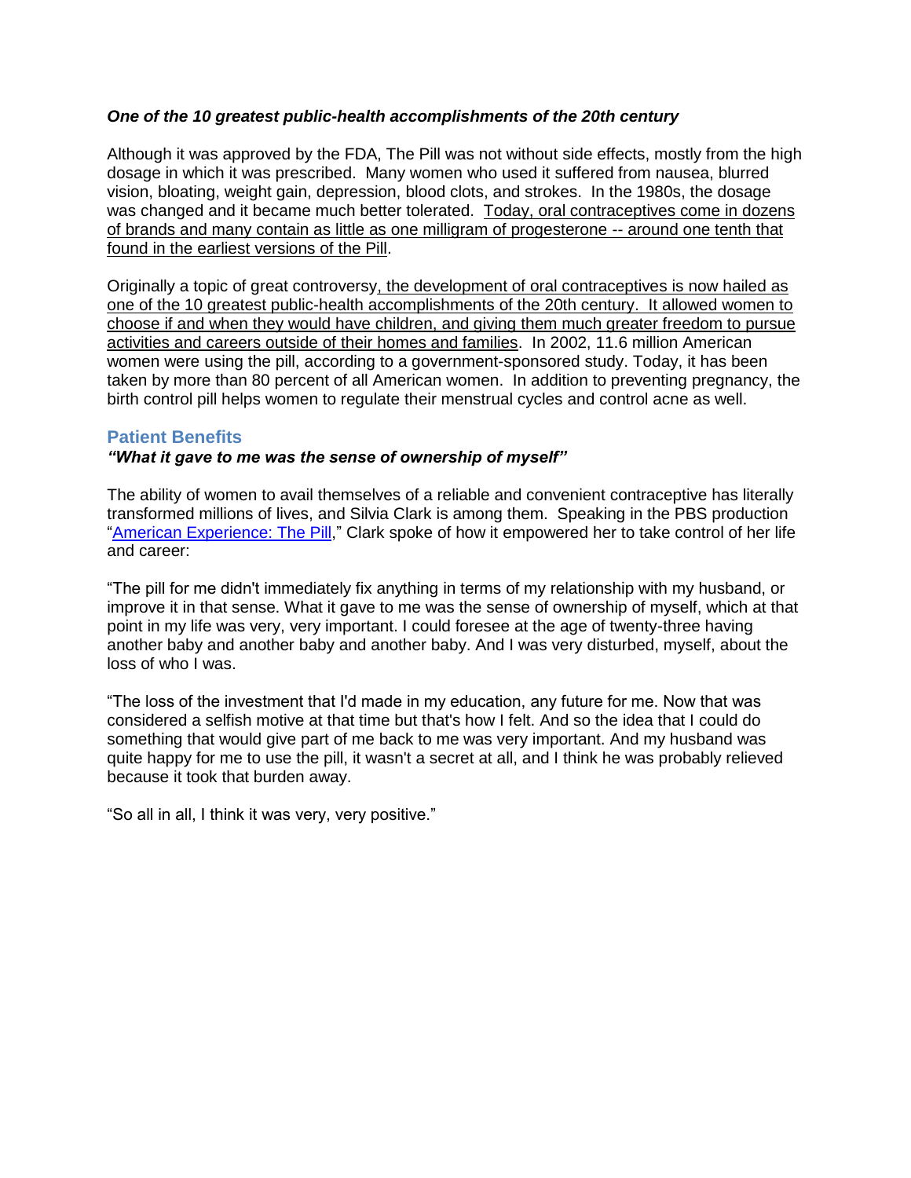***One of the 10 greatest public-health accomplishments of the 20th century***

Although it was approved by the FDA, The Pill was not without side effects, mostly from the high dosage in which it was prescribed. Many women who used it suffered from nausea, blurred vision, bloating, weight gain, depression, blood clots, and strokes. In the 1980s, the dosage was changed and it became much better tolerated. Today, oral contraceptives come in dozens of brands and many contain as little as one milligram of progesterone -- around one tenth that found in the earliest versions of the Pill.

Originally a topic of great controversy, the development of oral contraceptives is now hailed as one of the 10 greatest public-health accomplishments of the 20th century. It allowed women to choose if and when they would have children, and giving them much greater freedom to pursue activities and careers outside of their homes and families. In 2002, 11.6 million American women were using the pill, according to a government-sponsored study. Today, it has been taken by more than 80 percent of all American women. In addition to preventing pregnancy, the birth control pill helps women to regulate their menstrual cycles and control acne as well.

## Patient Benefits

***"What it gave to me was the sense of ownership of myself"***

The ability of women to avail themselves of a reliable and convenient contraceptive has literally transformed millions of lives, and Silvia Clark is among them. Speaking in the PBS production "American Experience: The Pill," Clark spoke of how it empowered her to take control of her life and career:

"The pill for me didn't immediately fix anything in terms of my relationship with my husband, or improve it in that sense. What it gave to me was the sense of ownership of myself, which at that point in my life was very, very important. I could foresee at the age of twenty-three having another baby and another baby and another baby. And I was very disturbed, myself, about the loss of who I was.

"The loss of the investment that I'd made in my education, any future for me. Now that was considered a selfish motive at that time but that's how I felt. And so the idea that I could do something that would give part of me back to me was very important. And my husband was quite happy for me to use the pill, it wasn't a secret at all, and I think he was probably relieved because it took that burden away.

"So all in all, I think it was very, very positive."